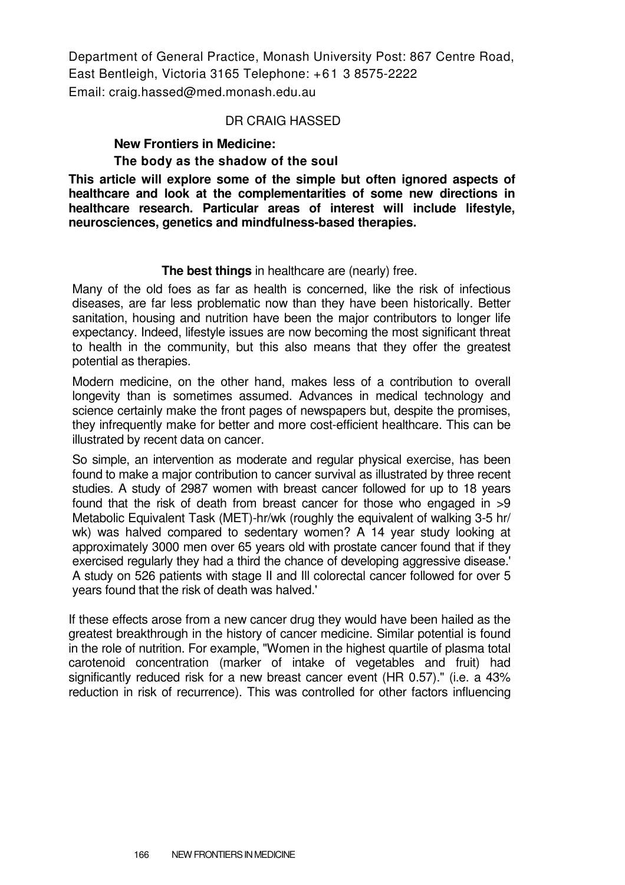Department of General Practice, Monash University Post: 867 Centre Road, East Bentleigh, Victoria 3165 Telephone: +61 3 8575-2222
Email: craig.hassed@med.monash.edu.au

DR CRAIG HASSED

# New Frontiers in Medicine:
## The body as the shadow of the soul

**This article will explore some of the simple but often ignored aspects of healthcare and look at the complementarities of some new directions in healthcare research. Particular areas of interest will include lifestyle, neurosciences, genetics and mindfulness-based therapies.**

**The best things** in healthcare are (nearly) free.

Many of the old foes as far as health is concerned, like the risk of infectious diseases, are far less problematic now than they have been historically. Better sanitation, housing and nutrition have been the major contributors to longer life expectancy. Indeed, lifestyle issues are now becoming the most significant threat to health in the community, but this also means that they offer the greatest potential as therapies.

Modern medicine, on the other hand, makes less of a contribution to overall longevity than is sometimes assumed. Advances in medical technology and science certainly make the front pages of newspapers but, despite the promises, they infrequently make for better and more cost-efficient healthcare. This can be illustrated by recent data on cancer.

So simple, an intervention as moderate and regular physical exercise, has been found to make a major contribution to cancer survival as illustrated by three recent studies. A study of 2987 women with breast cancer followed for up to 18 years found that the risk of death from breast cancer for those who engaged in >9 Metabolic Equivalent Task (MET)-hr/wk (roughly the equivalent of walking 3-5 hr/ wk) was halved compared to sedentary women? A 14 year study looking at approximately 3000 men over 65 years old with prostate cancer found that if they exercised regularly they had a third the chance of developing aggressive disease.' A study on 526 patients with stage II and Ill colorectal cancer followed for over 5 years found that the risk of death was halved.'

If these effects arose from a new cancer drug they would have been hailed as the greatest breakthrough in the history of cancer medicine. Similar potential is found in the role of nutrition. For example, "Women in the highest quartile of plasma total carotenoid concentration (marker of intake of vegetables and fruit) had significantly reduced risk for a new breast cancer event (HR 0.57)." (i.e. a 43% reduction in risk of recurrence). This was controlled for other factors influencing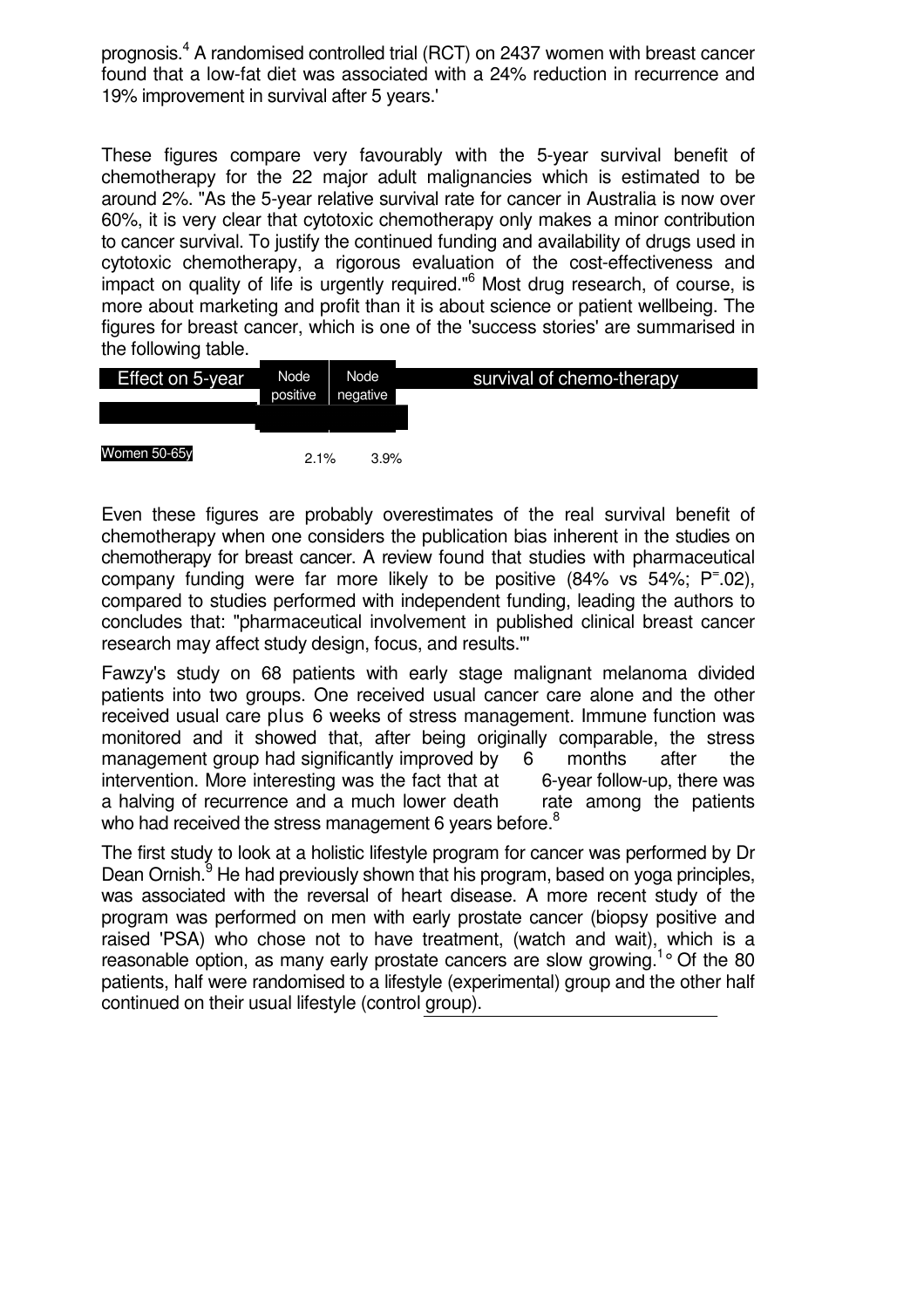prognosis.[4] A randomised controlled trial (RCT) on 2437 women with breast cancer found that a low-fat diet was associated with a 24% reduction in recurrence and 19% improvement in survival after 5 years.'

These figures compare very favourably with the 5-year survival benefit of chemotherapy for the 22 major adult malignancies which is estimated to be around 2%. "As the 5-year relative survival rate for cancer in Australia is now over 60%, it is very clear that cytotoxic chemotherapy only makes a minor contribution to cancer survival. To justify the continued funding and availability of drugs used in cytotoxic chemotherapy, a rigorous evaluation of the cost-effectiveness and impact on quality of life is urgently required."[6] Most drug research, of course, is more about marketing and profit than it is about science or patient wellbeing. The figures for breast cancer, which is one of the 'success stories' are summarised in the following table.

| Effect on 5-year survival of chemo-therapy | Node positive | Node negative |
| --- | --- | --- |
| Women 50-65y | 2.1% | 3.9% |

Even these figures are probably overestimates of the real survival benefit of chemotherapy when one considers the publication bias inherent in the studies on chemotherapy for breast cancer. A review found that studies with pharmaceutical company funding were far more likely to be positive (84% vs 54%; $P=.02$), compared to studies performed with independent funding, leading the authors to concludes that: "pharmaceutical involvement in published clinical breast cancer research may affect study design, focus, and results."'

Fawzy's study on 68 patients with early stage malignant melanoma divided patients into two groups. One received usual cancer care alone and the other received usual care plus 6 weeks of stress management. Immune function was monitored and it showed that, after being originally comparable, the stress management group had significantly improved by 6 months after the intervention. More interesting was the fact that at 6-year follow-up, there was a halving of recurrence and a much lower death rate among the patients who had received the stress management 6 years before.[8]

The first study to look at a holistic lifestyle program for cancer was performed by Dr Dean Ornish.[9] He had previously shown that his program, based on yoga principles, was associated with the reversal of heart disease. A more recent study of the program was performed on men with early prostate cancer (biopsy positive and raised 'PSA) who chose not to have treatment, (watch and wait), which is a reasonable option, as many early prostate cancers are slow growing.[10] Of the 80 patients, half were randomised to a lifestyle (experimental) group and the other half continued on their usual lifestyle (control group).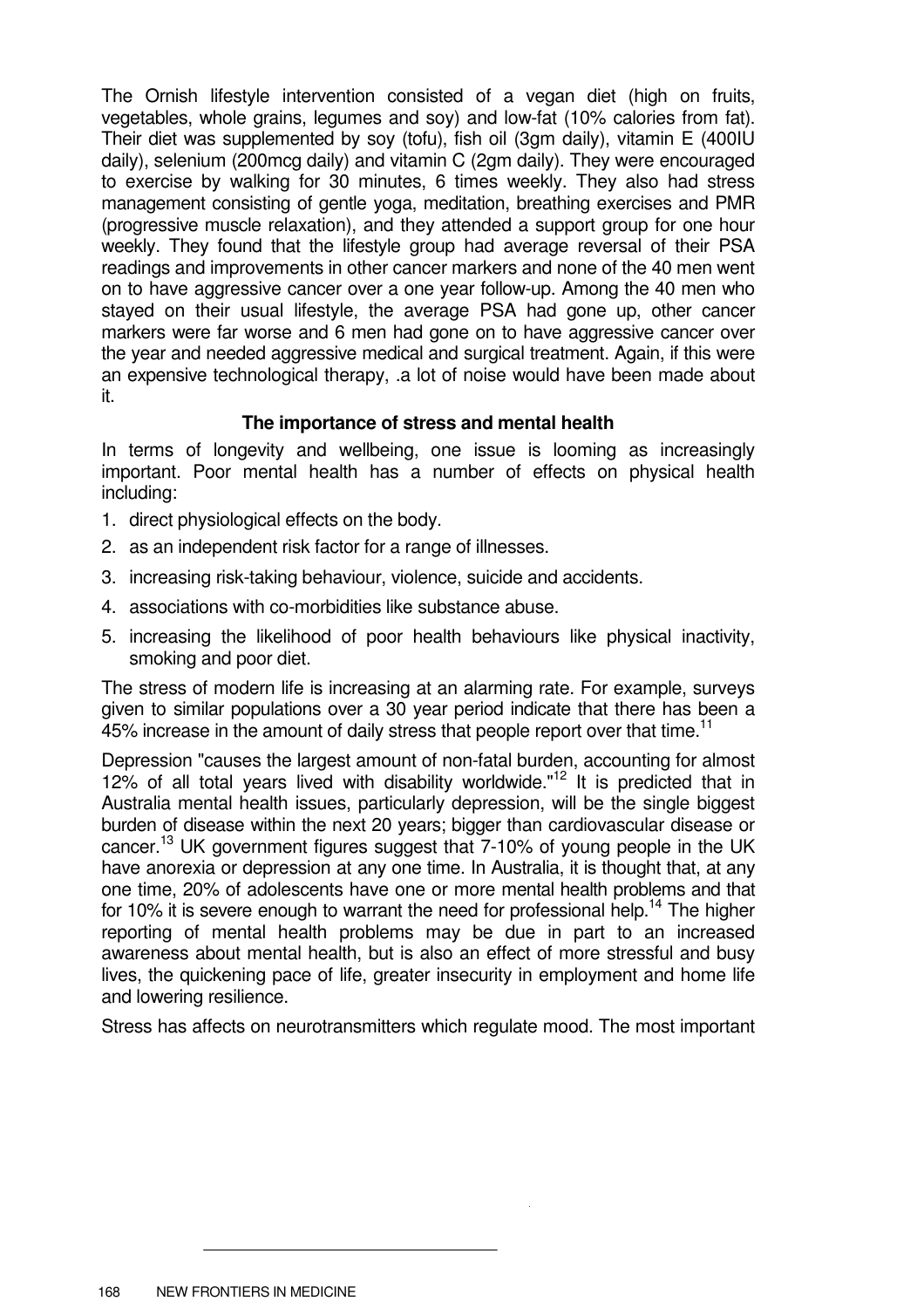The Ornish lifestyle intervention consisted of a vegan diet (high on fruits, vegetables, whole grains, legumes and soy) and low-fat (10% calories from fat). Their diet was supplemented by soy (tofu), fish oil (3gm daily), vitamin E (400IU daily), selenium (200mcg daily) and vitamin C (2gm daily). They were encouraged to exercise by walking for 30 minutes, 6 times weekly. They also had stress management consisting of gentle yoga, meditation, breathing exercises and PMR (progressive muscle relaxation), and they attended a support group for one hour weekly. They found that the lifestyle group had average reversal of their PSA readings and improvements in other cancer markers and none of the 40 men went on to have aggressive cancer over a one year follow-up. Among the 40 men who stayed on their usual lifestyle, the average PSA had gone up, other cancer markers were far worse and 6 men had gone on to have aggressive cancer over the year and needed aggressive medical and surgical treatment. Again, if this were an expensive technological therapy, .a lot of noise would have been made about it.

### The importance of stress and mental health

In terms of longevity and wellbeing, one issue is looming as increasingly important. Poor mental health has a number of effects on physical health including:

1. direct physiological effects on the body.
2. as an independent risk factor for a range of illnesses.
3. increasing risk-taking behaviour, violence, suicide and accidents.
4. associations with co-morbidities like substance abuse.
5. increasing the likelihood of poor health behaviours like physical inactivity, smoking and poor diet.

The stress of modern life is increasing at an alarming rate. For example, surveys given to similar populations over a 30 year period indicate that there has been a 45% increase in the amount of daily stress that people report over that time.[11]

Depression "causes the largest amount of non-fatal burden, accounting for almost 12% of all total years lived with disability worldwide."[12] It is predicted that in Australia mental health issues, particularly depression, will be the single biggest burden of disease within the next 20 years; bigger than cardiovascular disease or cancer.[13] UK government figures suggest that 7-10% of young people in the UK have anorexia or depression at any one time. In Australia, it is thought that, at any one time, 20% of adolescents have one or more mental health problems and that for 10% it is severe enough to warrant the need for professional help.[14] The higher reporting of mental health problems may be due in part to an increased awareness about mental health, but is also an effect of more stressful and busy lives, the quickening pace of life, greater insecurity in employment and home life and lowering resilience.

Stress has affects on neurotransmitters which regulate mood. The most important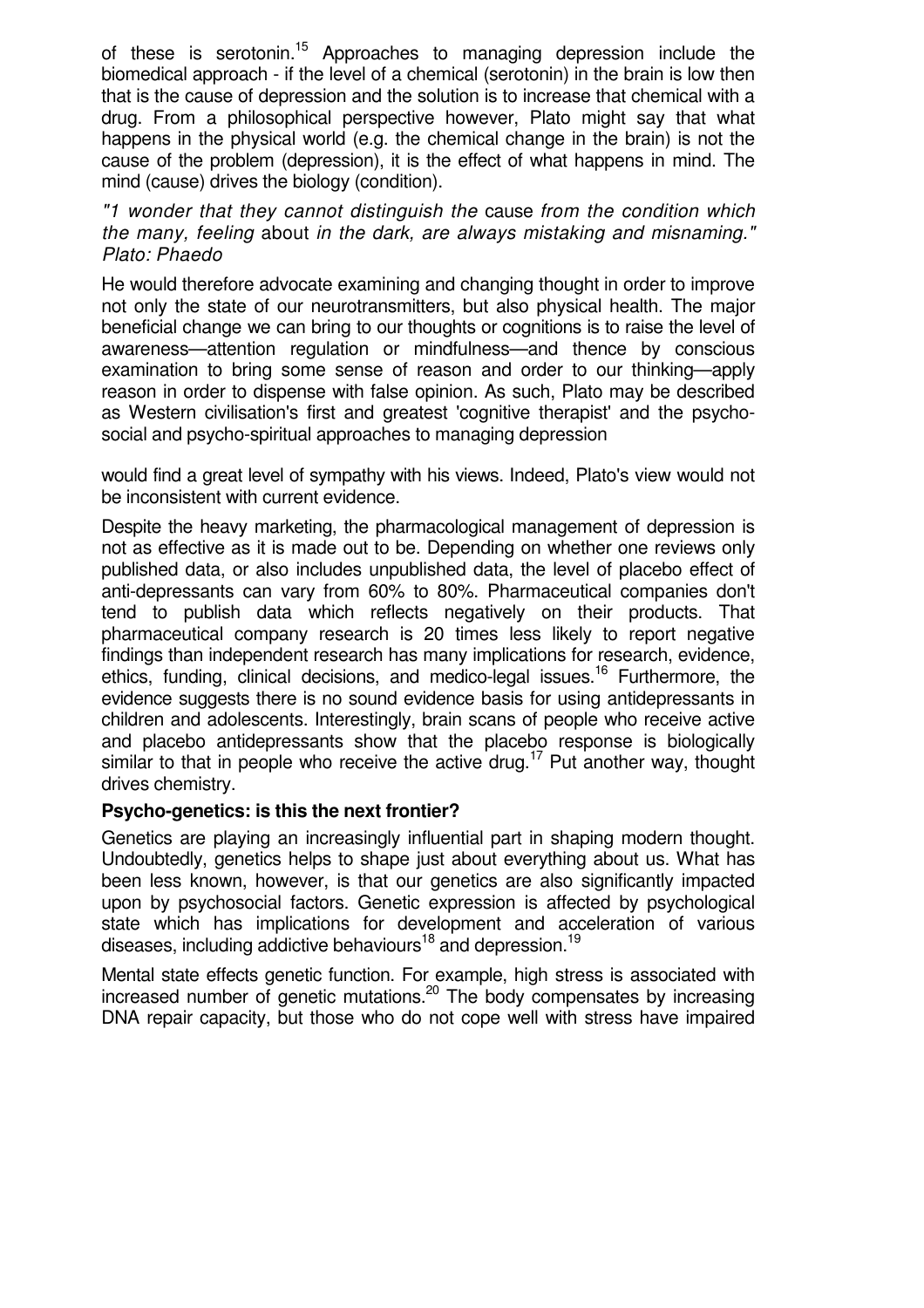of these is serotonin.[15] Approaches to managing depression include the biomedical approach - if the level of a chemical (serotonin) in the brain is low then that is the cause of depression and the solution is to increase that chemical with a drug. From a philosophical perspective however, Plato might say that what happens in the physical world (e.g. the chemical change in the brain) is not the cause of the problem (depression), it is the effect of what happens in mind. The mind (cause) drives the biology (condition).

*"1 wonder that they cannot distinguish the* cause *from the condition which the many, feeling* about *in the dark, are always mistaking and misnaming." Plato: Phaedo*

He would therefore advocate examining and changing thought in order to improve not only the state of our neurotransmitters, but also physical health. The major beneficial change we can bring to our thoughts or cognitions is to raise the level of awareness—attention regulation or mindfulness—and thence by conscious examination to bring some sense of reason and order to our thinking—apply reason in order to dispense with false opinion. As such, Plato may be described as Western civilisation's first and greatest 'cognitive therapist' and the psycho-social and psycho-spiritual approaches to managing depression

would find a great level of sympathy with his views. Indeed, Plato's view would not be inconsistent with current evidence.

Despite the heavy marketing, the pharmacological management of depression is not as effective as it is made out to be. Depending on whether one reviews only published data, or also includes unpublished data, the level of placebo effect of anti-depressants can vary from 60% to 80%. Pharmaceutical companies don't tend to publish data which reflects negatively on their products. That pharmaceutical company research is 20 times less likely to report negative findings than independent research has many implications for research, evidence, ethics, funding, clinical decisions, and medico-legal issues.[16] Furthermore, the evidence suggests there is no sound evidence basis for using antidepressants in children and adolescents. Interestingly, brain scans of people who receive active and placebo antidepressants show that the placebo response is biologically similar to that in people who receive the active drug.[17] Put another way, thought drives chemistry.

**Psycho-genetics: is this the next frontier?**

Genetics are playing an increasingly influential part in shaping modern thought. Undoubtedly, genetics helps to shape just about everything about us. What has been less known, however, is that our genetics are also significantly impacted upon by psychosocial factors. Genetic expression is affected by psychological state which has implications for development and acceleration of various diseases, including addictive behaviours[18] and depression.[19]

Mental state effects genetic function. For example, high stress is associated with increased number of genetic mutations.[20] The body compensates by increasing DNA repair capacity, but those who do not cope well with stress have impaired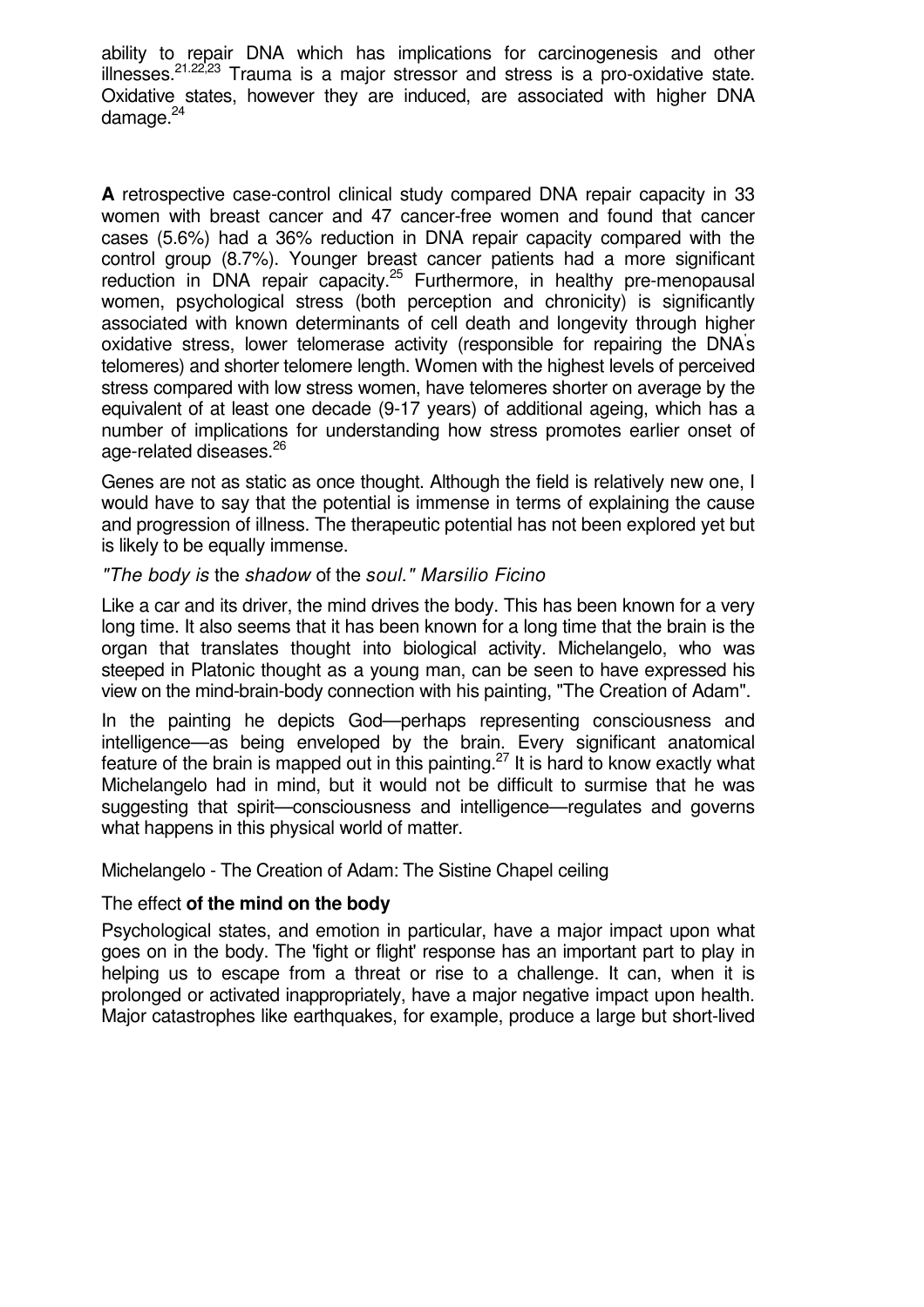ability to repair DNA which has implications for carcinogenesis and other illnesses.[21,22,23] Trauma is a major stressor and stress is a pro-oxidative state. Oxidative states, however they are induced, are associated with higher DNA damage.[24]

**A** retrospective case-control clinical study compared DNA repair capacity in 33 women with breast cancer and 47 cancer-free women and found that cancer cases (5.6%) had a 36% reduction in DNA repair capacity compared with the control group (8.7%). Younger breast cancer patients had a more significant reduction in DNA repair capacity.[25] Furthermore, in healthy pre-menopausal women, psychological stress (both perception and chronicity) is significantly associated with known determinants of cell death and longevity through higher oxidative stress, lower telomerase activity (responsible for repairing the DNA's telomeres) and shorter telomere length. Women with the highest levels of perceived stress compared with low stress women, have telomeres shorter on average by the equivalent of at least one decade (9-17 years) of additional ageing, which has a number of implications for understanding how stress promotes earlier onset of age-related diseases.[26]

Genes are not as static as once thought. Although the field is relatively new one, I would have to say that the potential is immense in terms of explaining the cause and progression of illness. The therapeutic potential has not been explored yet but is likely to be equally immense.

*"The body is* the *shadow* of the *soul." Marsilio Ficino*

Like a car and its driver, the mind drives the body. This has been known for a very long time. It also seems that it has been known for a long time that the brain is the organ that translates thought into biological activity. Michelangelo, who was steeped in Platonic thought as a young man, can be seen to have expressed his view on the mind-brain-body connection with his painting, "The Creation of Adam".

In the painting he depicts God—perhaps representing consciousness and intelligence—as being enveloped by the brain. Every significant anatomical feature of the brain is mapped out in this painting.[27] It is hard to know exactly what Michelangelo had in mind, but it would not be difficult to surmise that he was suggesting that spirit—consciousness and intelligence—regulates and governs what happens in this physical world of matter.

Michelangelo - The Creation of Adam: The Sistine Chapel ceiling

### The effect **of the mind on the body**

Psychological states, and emotion in particular, have a major impact upon what goes on in the body. The 'fight or flight' response has an important part to play in helping us to escape from a threat or rise to a challenge. It can, when it is prolonged or activated inappropriately, have a major negative impact upon health. Major catastrophes like earthquakes, for example, produce a large but short-lived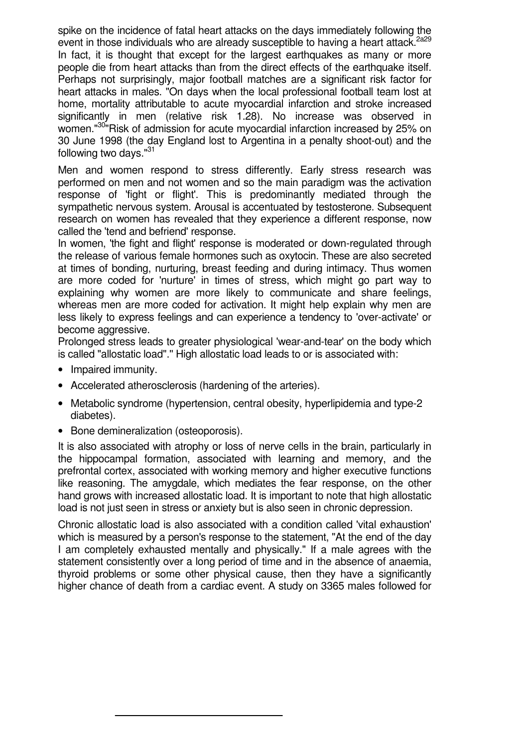spike on the incidence of fatal heart attacks on the days immediately following the event in those individuals who are already susceptible to having a heart attack.[2a29] In fact, it is thought that except for the largest earthquakes as many or more people die from heart attacks than from the direct effects of the earthquake itself. Perhaps not surprisingly, major football matches are a significant risk factor for heart attacks in males. "On days when the local professional football team lost at home, mortality attributable to acute myocardial infarction and stroke increased significantly in men (relative risk 1.28). No increase was observed in women."[30] "Risk of admission for acute myocardial infarction increased by 25% on 30 June 1998 (the day England lost to Argentina in a penalty shoot-out) and the following two days."[31]

Men and women respond to stress differently. Early stress research was performed on men and not women and so the main paradigm was the activation response of 'fight or flight'. This is predominantly mediated through the sympathetic nervous system. Arousal is accentuated by testosterone. Subsequent research on women has revealed that they experience a different response, now called the 'tend and befriend' response.

In women, 'the fight and flight' response is moderated or down-regulated through the release of various female hormones such as oxytocin. These are also secreted at times of bonding, nurturing, breast feeding and during intimacy. Thus women are more coded for 'nurture' in times of stress, which might go part way to explaining why women are more likely to communicate and share feelings, whereas men are more coded for activation. It might help explain why men are less likely to express feelings and can experience a tendency to 'over-activate' or become aggressive.

Prolonged stress leads to greater physiological 'wear-and-tear' on the body which is called "allostatic load"." High allostatic load leads to or is associated with:

- Impaired immunity.
- Accelerated atherosclerosis (hardening of the arteries).
- Metabolic syndrome (hypertension, central obesity, hyperlipidemia and type-2 diabetes).
- Bone demineralization (osteoporosis).

It is also associated with atrophy or loss of nerve cells in the brain, particularly in the hippocampal formation, associated with learning and memory, and the prefrontal cortex, associated with working memory and higher executive functions like reasoning. The amygdale, which mediates the fear response, on the other hand grows with increased allostatic load. It is important to note that high allostatic load is not just seen in stress or anxiety but is also seen in chronic depression.

Chronic allostatic load is also associated with a condition called 'vital exhaustion' which is measured by a person's response to the statement, "At the end of the day I am completely exhausted mentally and physically." If a male agrees with the statement consistently over a long period of time and in the absence of anaemia, thyroid problems or some other physical cause, then they have a significantly higher chance of death from a cardiac event. A study on 3365 males followed for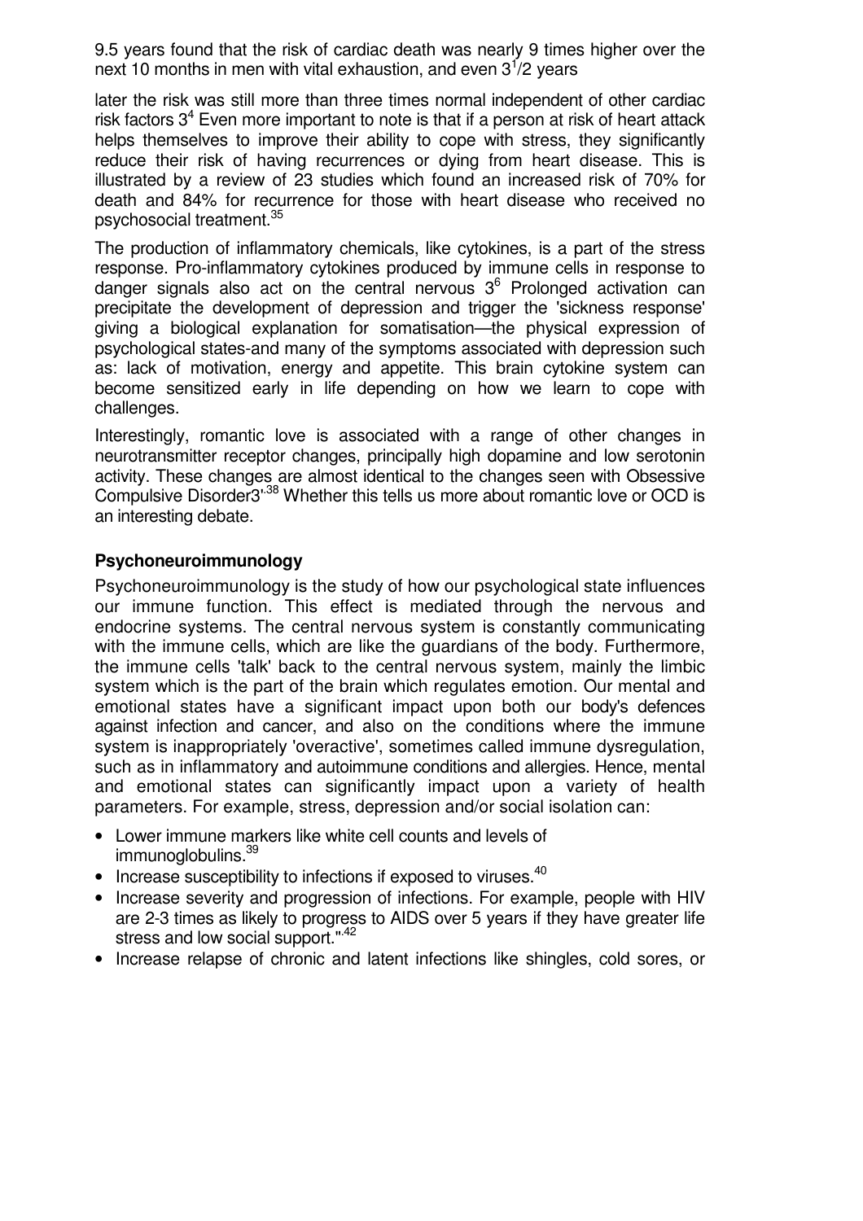9.5 years found that the risk of cardiac death was nearly 9 times higher over the next 10 months in men with vital exhaustion, and even 3[1]/2 years

later the risk was still more than three times normal independent of other cardiac risk factors 3[4] Even more important to note is that if a person at risk of heart attack helps themselves to improve their ability to cope with stress, they significantly reduce their risk of having recurrences or dying from heart disease. This is illustrated by a review of 23 studies which found an increased risk of 70% for death and 84% for recurrence for those with heart disease who received no psychosocial treatment.[35]

The production of inflammatory chemicals, like cytokines, is a part of the stress response. Pro-inflammatory cytokines produced by immune cells in response to danger signals also act on the central nervous 3[6] Prolonged activation can precipitate the development of depression and trigger the 'sickness response' giving a biological explanation for somatisation—the physical expression of psychological states-and many of the symptoms associated with depression such as: lack of motivation, energy and appetite. This brain cytokine system can become sensitized early in life depending on how we learn to cope with challenges.

Interestingly, romantic love is associated with a range of other changes in neurotransmitter receptor changes, principally high dopamine and low serotonin activity. These changes are almost identical to the changes seen with Obsessive Compulsive Disorder3'[,38] Whether this tells us more about romantic love or OCD is an interesting debate.

### Psychoneuroimmunology

Psychoneuroimmunology is the study of how our psychological state influences our immune function. This effect is mediated through the nervous and endocrine systems. The central nervous system is constantly communicating with the immune cells, which are like the guardians of the body. Furthermore, the immune cells 'talk' back to the central nervous system, mainly the limbic system which is the part of the brain which regulates emotion. Our mental and emotional states have a significant impact upon both our body's defences against infection and cancer, and also on the conditions where the immune system is inappropriately 'overactive', sometimes called immune dysregulation, such as in inflammatory and autoimmune conditions and allergies. Hence, mental and emotional states can significantly impact upon a variety of health parameters. For example, stress, depression and/or social isolation can:

- Lower immune markers like white cell counts and levels of immunoglobulins.[39]
- Increase susceptibility to infections if exposed to viruses.[40]
- Increase severity and progression of infections. For example, people with HIV are 2-3 times as likely to progress to AIDS over 5 years if they have greater life stress and low social support."[,42]
- Increase relapse of chronic and latent infections like shingles, cold sores, or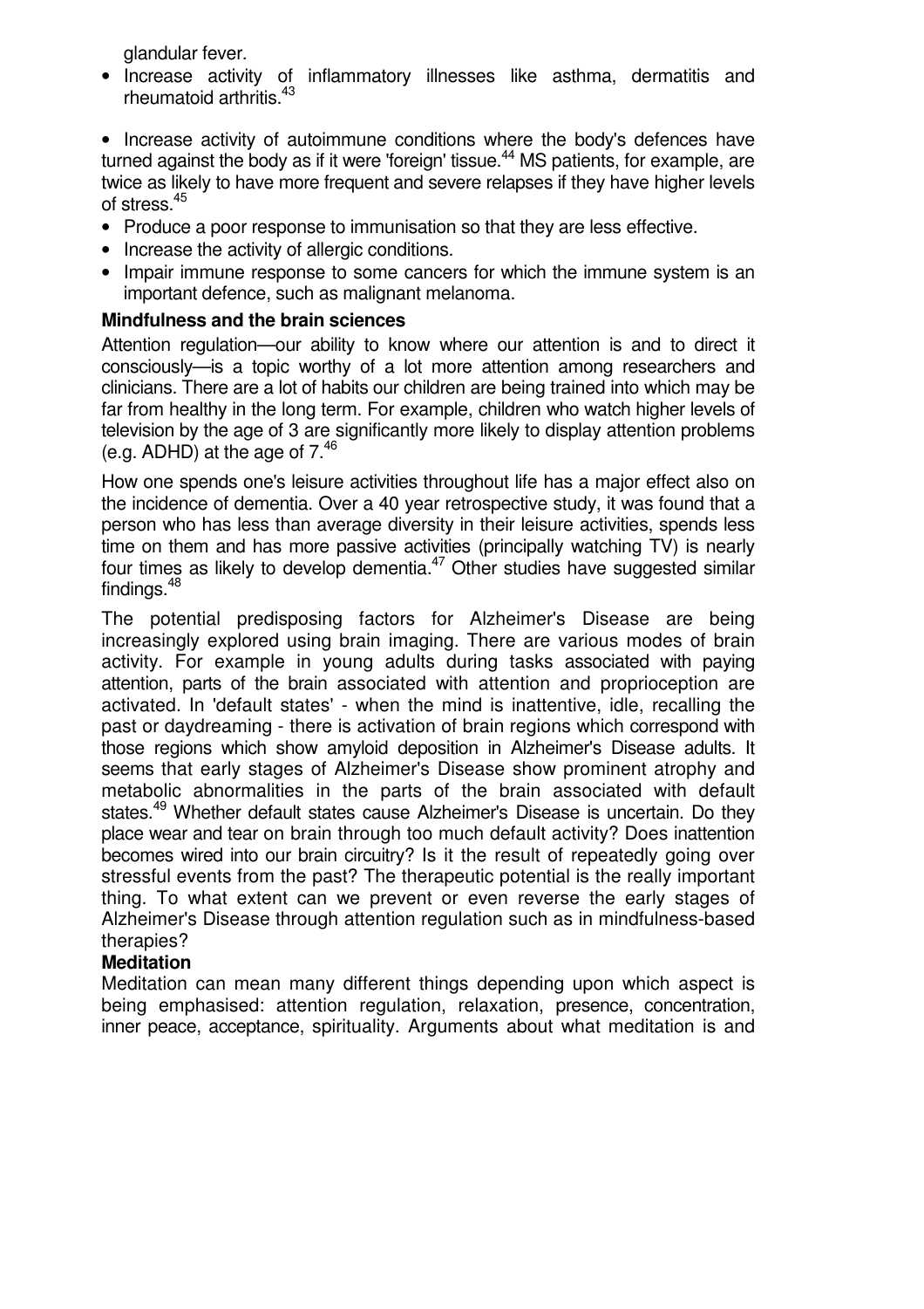glandular fever.

- Increase activity of inflammatory illnesses like asthma, dermatitis and rheumatoid arthritis.[43]

- Increase activity of autoimmune conditions where the body's defences have turned against the body as if it were 'foreign' tissue.[44] MS patients, for example, are twice as likely to have more frequent and severe relapses if they have higher levels of stress.[45]
- Produce a poor response to immunisation so that they are less effective.
- Increase the activity of allergic conditions.
- Impair immune response to some cancers for which the immune system is an important defence, such as malignant melanoma.

**Mindfulness and the brain sciences**

Attention regulation—our ability to know where our attention is and to direct it consciously—is a topic worthy of a lot more attention among researchers and clinicians. There are a lot of habits our children are being trained into which may be far from healthy in the long term. For example, children who watch higher levels of television by the age of 3 are significantly more likely to display attention problems (e.g. ADHD) at the age of 7.[46]

How one spends one's leisure activities throughout life has a major effect also on the incidence of dementia. Over a 40 year retrospective study, it was found that a person who has less than average diversity in their leisure activities, spends less time on them and has more passive activities (principally watching TV) is nearly four times as likely to develop dementia.[47] Other studies have suggested similar findings.[48]

The potential predisposing factors for Alzheimer's Disease are being increasingly explored using brain imaging. There are various modes of brain activity. For example in young adults during tasks associated with paying attention, parts of the brain associated with attention and proprioception are activated. In 'default states' - when the mind is inattentive, idle, recalling the past or daydreaming - there is activation of brain regions which correspond with those regions which show amyloid deposition in Alzheimer's Disease adults. It seems that early stages of Alzheimer's Disease show prominent atrophy and metabolic abnormalities in the parts of the brain associated with default states.[49] Whether default states cause Alzheimer's Disease is uncertain. Do they place wear and tear on brain through too much default activity? Does inattention becomes wired into our brain circuitry? Is it the result of repeatedly going over stressful events from the past? The therapeutic potential is the really important thing. To what extent can we prevent or even reverse the early stages of Alzheimer's Disease through attention regulation such as in mindfulness-based therapies?

**Meditation**

Meditation can mean many different things depending upon which aspect is being emphasised: attention regulation, relaxation, presence, concentration, inner peace, acceptance, spirituality. Arguments about what meditation is and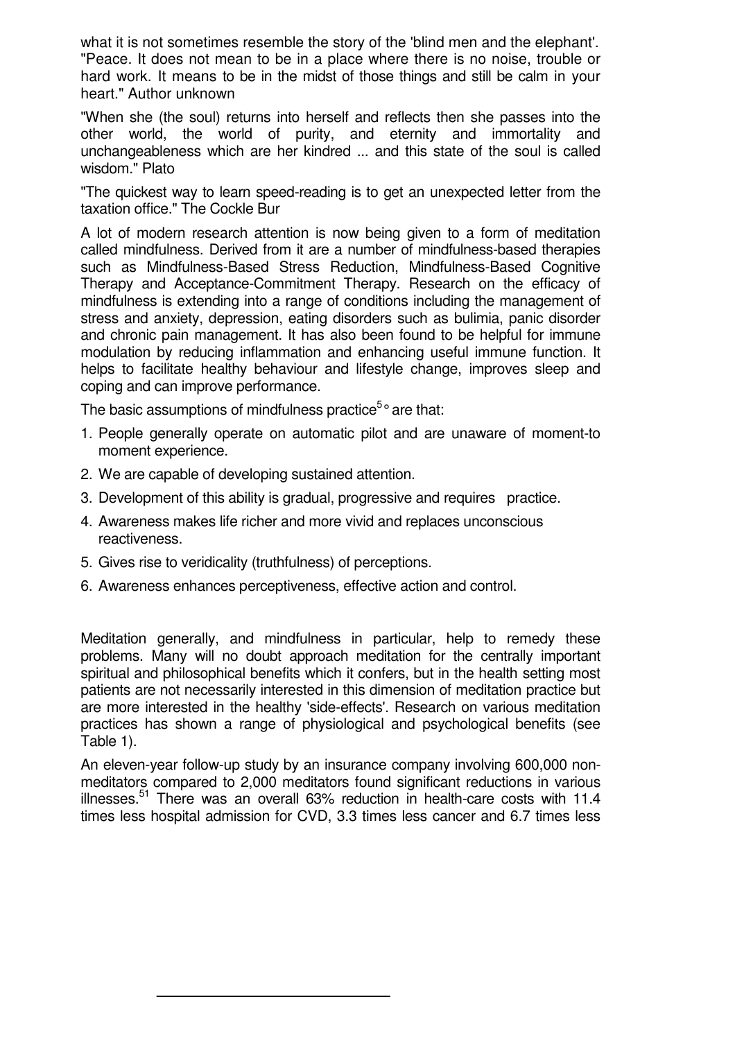what it is not sometimes resemble the story of the 'blind men and the elephant'.
"Peace. It does not mean to be in a place where there is no noise, trouble or hard work. It means to be in the midst of those things and still be calm in your heart." Author unknown

"When she (the soul) returns into herself and reflects then she passes into the other world, the world of purity, and eternity and immortality and unchangeableness which are her kindred ... and this state of the soul is called wisdom." Plato

"The quickest way to learn speed-reading is to get an unexpected letter from the taxation office." The Cockle Bur

A lot of modern research attention is now being given to a form of meditation called mindfulness. Derived from it are a number of mindfulness-based therapies such as Mindfulness-Based Stress Reduction, Mindfulness-Based Cognitive Therapy and Acceptance-Commitment Therapy. Research on the efficacy of mindfulness is extending into a range of conditions including the management of stress and anxiety, depression, eating disorders such as bulimia, panic disorder and chronic pain management. It has also been found to be helpful for immune modulation by reducing inflammation and enhancing useful immune function. It helps to facilitate healthy behaviour and lifestyle change, improves sleep and coping and can improve performance.

The basic assumptions of mindfulness practice[5°] are that:

1. People generally operate on automatic pilot and are unaware of moment-to moment experience.
2. We are capable of developing sustained attention.
3. Development of this ability is gradual, progressive and requires practice.
4. Awareness makes life richer and more vivid and replaces unconscious reactiveness.
5. Gives rise to veridicality (truthfulness) of perceptions.
6. Awareness enhances perceptiveness, effective action and control.

Meditation generally, and mindfulness in particular, help to remedy these problems. Many will no doubt approach meditation for the centrally important spiritual and philosophical benefits which it confers, but in the health setting most patients are not necessarily interested in this dimension of meditation practice but are more interested in the healthy 'side-effects'. Research on various meditation practices has shown a range of physiological and psychological benefits (see Table 1).

An eleven-year follow-up study by an insurance company involving 600,000 non-meditators compared to 2,000 meditators found significant reductions in various illnesses.[51] There was an overall 63% reduction in health-care costs with 11.4 times less hospital admission for CVD, 3.3 times less cancer and 6.7 times less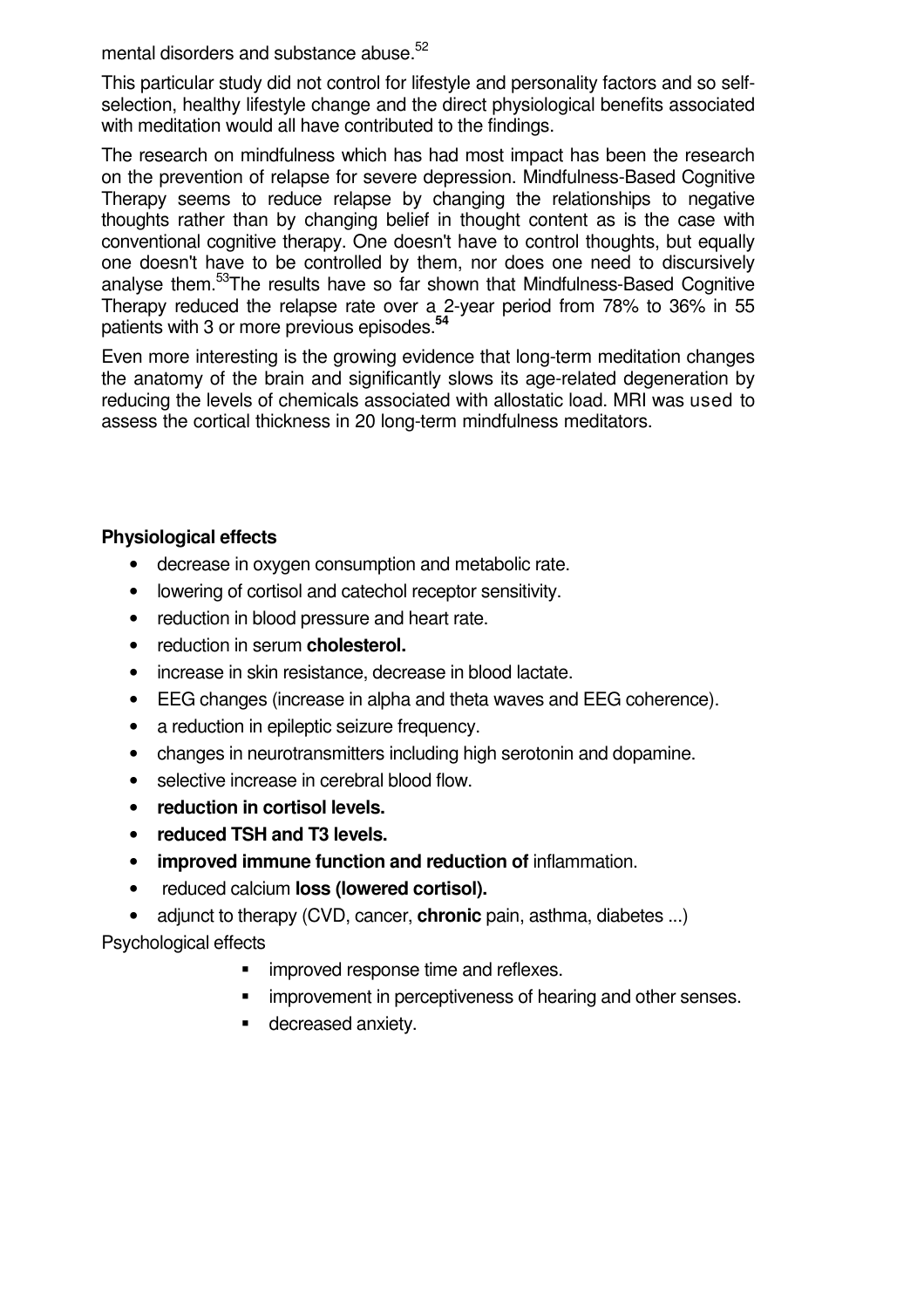mental disorders and substance abuse.[52]

This particular study did not control for lifestyle and personality factors and so self-selection, healthy lifestyle change and the direct physiological benefits associated with meditation would all have contributed to the findings.

The research on mindfulness which has had most impact has been the research on the prevention of relapse for severe depression. Mindfulness-Based Cognitive Therapy seems to reduce relapse by changing the relationships to negative thoughts rather than by changing belief in thought content as is the case with conventional cognitive therapy. One doesn't have to control thoughts, but equally one doesn't have to be controlled by them, nor does one need to discursively analyse them.[53] The results have so far shown that Mindfulness-Based Cognitive Therapy reduced the relapse rate over a 2-year period from 78% to 36% in 55 patients with 3 or more previous episodes.[54]

Even more interesting is the growing evidence that long-term meditation changes the anatomy of the brain and significantly slows its age-related degeneration by reducing the levels of chemicals associated with allostatic load. MRI was used to assess the cortical thickness in 20 long-term mindfulness meditators.

**Physiological effects**

- decrease in oxygen consumption and metabolic rate.
- lowering of cortisol and catechol receptor sensitivity.
- reduction in blood pressure and heart rate.
- reduction in serum **cholesterol.**
- increase in skin resistance, decrease in blood lactate.
- EEG changes (increase in alpha and theta waves and EEG coherence).
- a reduction in epileptic seizure frequency.
- changes in neurotransmitters including high serotonin and dopamine.
- selective increase in cerebral blood flow.
- **reduction in cortisol levels.**
- **reduced TSH and T3 levels.**
- **improved immune function and reduction of** inflammation.
- reduced calcium **loss (lowered cortisol).**
- adjunct to therapy (CVD, cancer, **chronic** pain, asthma, diabetes ...)

Psychological effects

- improved response time and reflexes.
- improvement in perceptiveness of hearing and other senses.
- decreased anxiety.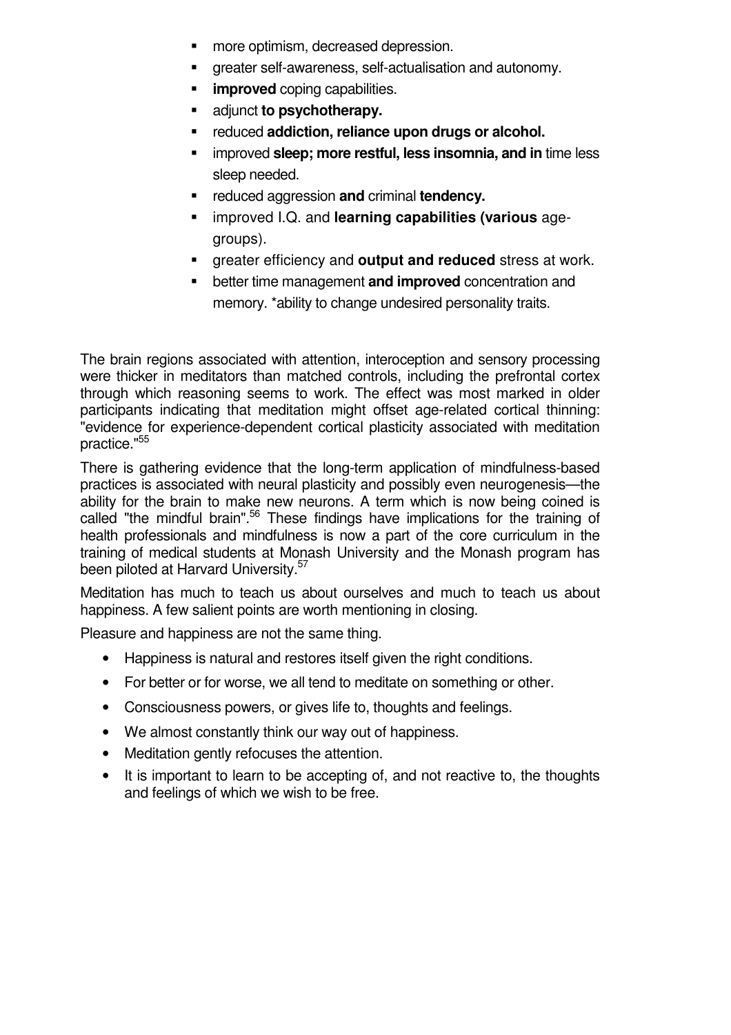- more optimism, decreased depression.
- greater self-awareness, self-actualisation and autonomy.
- **improved** coping capabilities.
- adjunct **to psychotherapy.**
- reduced **addiction, reliance upon drugs or alcohol.**
- improved **sleep; more restful, less insomnia, and in** time less sleep needed.
- reduced aggression **and** criminal **tendency.**
- improved I.Q. and **learning capabilities (various** age-groups).
- greater efficiency and **output and reduced** stress at work.
- better time management **and improved** concentration and memory. *ability to change undesired personality traits.

The brain regions associated with attention, interoception and sensory processing were thicker in meditators than matched controls, including the prefrontal cortex through which reasoning seems to work. The effect was most marked in older participants indicating that meditation might offset age-related cortical thinning: "evidence for experience-dependent cortical plasticity associated with meditation practice."[55]

There is gathering evidence that the long-term application of mindfulness-based practices is associated with neural plasticity and possibly even neurogenesis—the ability for the brain to make new neurons. A term which is now being coined is called "the mindful brain".[56] These findings have implications for the training of health professionals and mindfulness is now a part of the core curriculum in the training of medical students at Monash University and the Monash program has been piloted at Harvard University.[57]

Meditation has much to teach us about ourselves and much to teach us about happiness. A few salient points are worth mentioning in closing.

Pleasure and happiness are not the same thing.

- Happiness is natural and restores itself given the right conditions.
- For better or for worse, we all tend to meditate on something or other.
- Consciousness powers, or gives life to, thoughts and feelings.
- We almost constantly think our way out of happiness.
- Meditation gently refocuses the attention.
- It is important to learn to be accepting of, and not reactive to, the thoughts and feelings of which we wish to be free.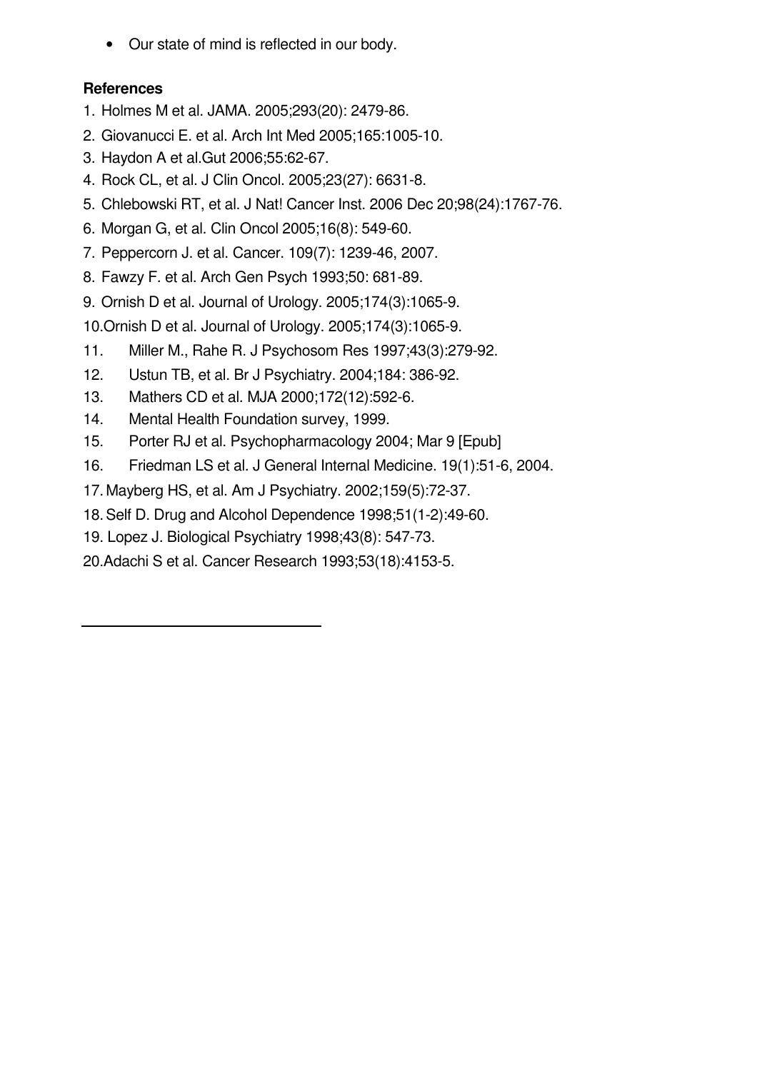- Our state of mind is reflected in our body.

**References**

1. Holmes M et al. JAMA. 2005;293(20): 2479-86.
2. Giovanucci E. et al. Arch Int Med 2005;165:1005-10.
3. Haydon A et al.Gut 2006;55:62-67.
4. Rock CL, et al. J Clin Oncol. 2005;23(27): 6631-8.
5. Chlebowski RT, et al. J Nat! Cancer Inst. 2006 Dec 20;98(24):1767-76.
6. Morgan G, et al. Clin Oncol 2005;16(8): 549-60.
7. Peppercorn J. et al. Cancer. 109(7): 1239-46, 2007.
8. Fawzy F. et al. Arch Gen Psych 1993;50: 681-89.
9. Ornish D et al. Journal of Urology. 2005;174(3):1065-9.
10. Ornish D et al. Journal of Urology. 2005;174(3):1065-9.
11. Miller M., Rahe R. J Psychosom Res 1997;43(3):279-92.
12. Ustun TB, et al. Br J Psychiatry. 2004;184: 386-92.
13. Mathers CD et al. MJA 2000;172(12):592-6.
14. Mental Health Foundation survey, 1999.
15. Porter RJ et al. Psychopharmacology 2004; Mar 9 [Epub]
16. Friedman LS et al. J General Internal Medicine. 19(1):51-6, 2004.
17. Mayberg HS, et al. Am J Psychiatry. 2002;159(5):72-37.
18. Self D. Drug and Alcohol Dependence 1998;51(1-2):49-60.
19. Lopez J. Biological Psychiatry 1998;43(8): 547-73.
20. Adachi S et al. Cancer Research 1993;53(18):4153-5.